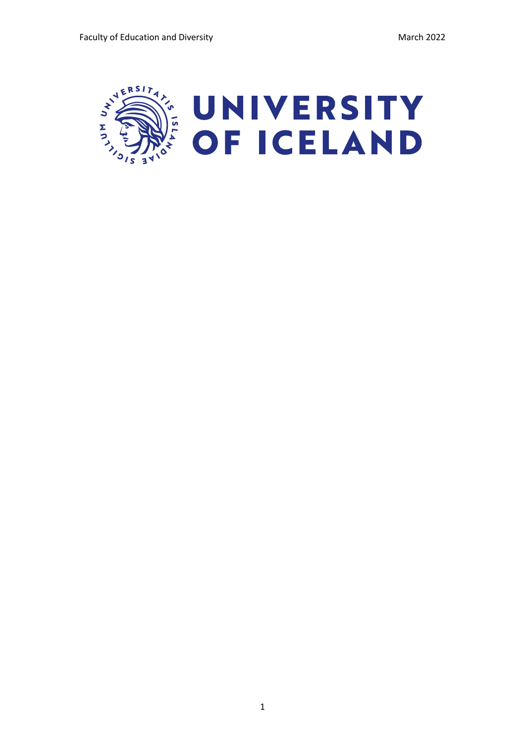# UNIVERSITY OF ICELAND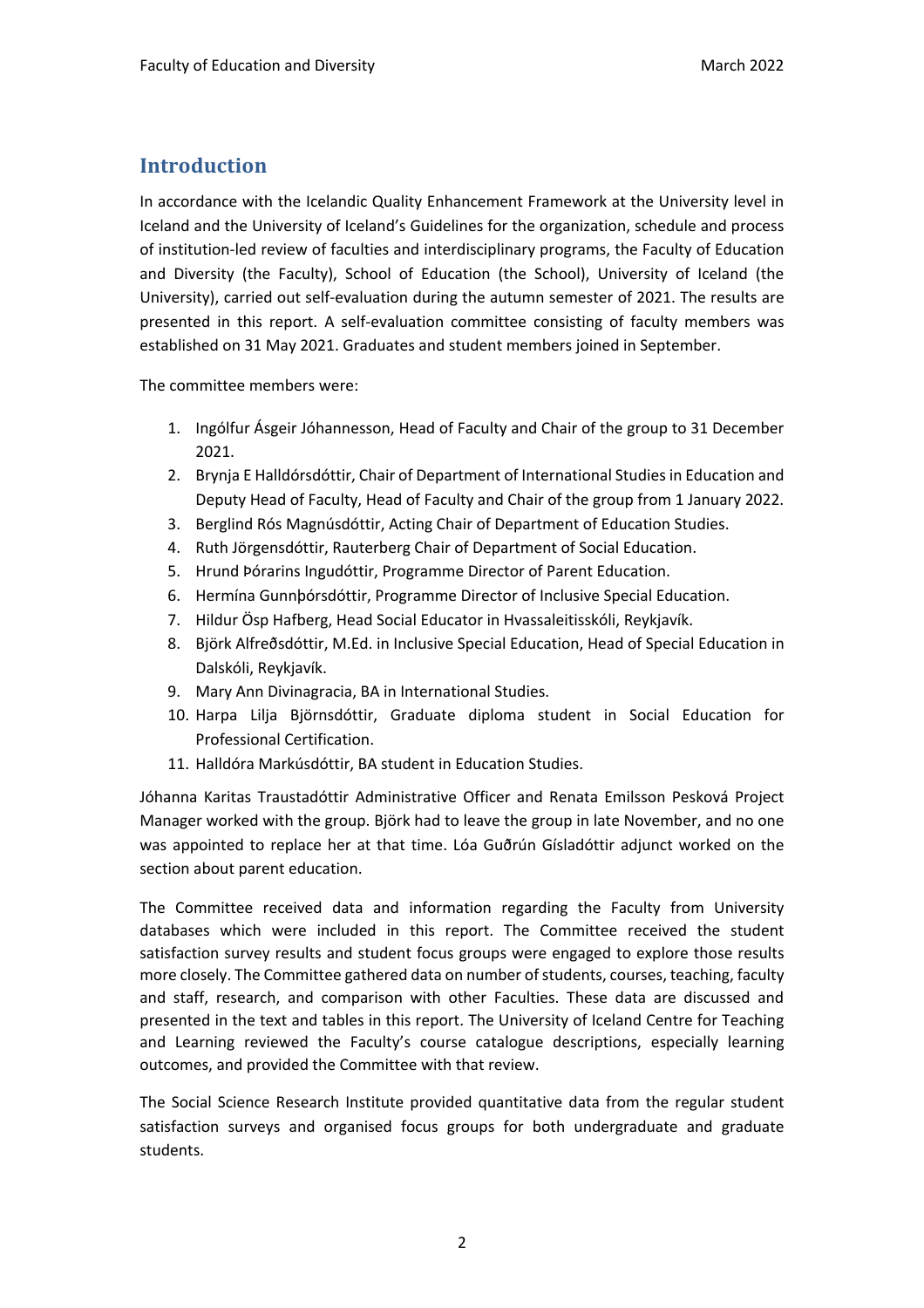## Introduction

In accordance with the Icelandic Quality Enhancement Framework at the University level in Iceland and the University of Iceland's Guidelines for the organization, schedule and process of institution-led review of faculties and interdisciplinary programs, the Faculty of Education and Diversity (the Faculty), School of Education (the School), University of Iceland (the University), carried out self-evaluation during the autumn semester of 2021. The results are presented in this report. A self-evaluation committee consisting of faculty members was established on 31 May 2021. Graduates and student members joined in September.

The committee members were:

1. Ingólfur Ásgeir Jóhannesson, Head of Faculty and Chair of the group to 31 December 2021.
2. Brynja E Halldórsdóttir, Chair of Department of International Studies in Education and Deputy Head of Faculty, Head of Faculty and Chair of the group from 1 January 2022.
3. Berglind Rós Magnúsdóttir, Acting Chair of Department of Education Studies.
4. Ruth Jörgensdóttir, Rauterberg Chair of Department of Social Education.
5. Hrund Þórarins Ingudóttir, Programme Director of Parent Education.
6. Hermína Gunnþórsdóttir, Programme Director of Inclusive Special Education.
7. Hildur Ösp Hafberg, Head Social Educator in Hvassaleitisskóli, Reykjavík.
8. Björk Alfreðsdóttir, M.Ed. in Inclusive Special Education, Head of Special Education in Dalskóli, Reykjavík.
9. Mary Ann Divinagracia, BA in International Studies.
10. Harpa Lilja Björnsdóttir, Graduate diploma student in Social Education for Professional Certification.
11. Halldóra Markúsdóttir, BA student in Education Studies.

Jóhanna Karitas Traustadóttir Administrative Officer and Renata Emilsson Pesková Project Manager worked with the group. Björk had to leave the group in late November, and no one was appointed to replace her at that time. Lóa Guðrún Gísladóttir adjunct worked on the section about parent education.

The Committee received data and information regarding the Faculty from University databases which were included in this report. The Committee received the student satisfaction survey results and student focus groups were engaged to explore those results more closely. The Committee gathered data on number of students, courses, teaching, faculty and staff, research, and comparison with other Faculties. These data are discussed and presented in the text and tables in this report. The University of Iceland Centre for Teaching and Learning reviewed the Faculty's course catalogue descriptions, especially learning outcomes, and provided the Committee with that review.

The Social Science Research Institute provided quantitative data from the regular student satisfaction surveys and organised focus groups for both undergraduate and graduate students.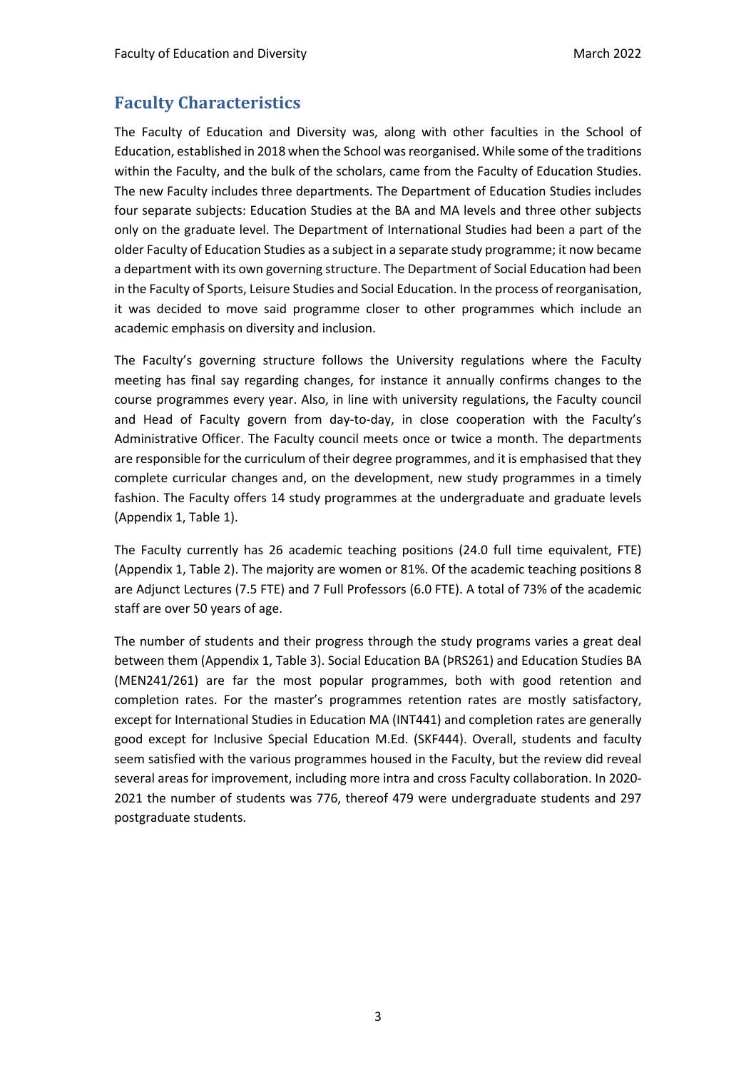## Faculty Characteristics

The Faculty of Education and Diversity was, along with other faculties in the School of Education, established in 2018 when the School was reorganised. While some of the traditions within the Faculty, and the bulk of the scholars, came from the Faculty of Education Studies. The new Faculty includes three departments. The Department of Education Studies includes four separate subjects: Education Studies at the BA and MA levels and three other subjects only on the graduate level. The Department of International Studies had been a part of the older Faculty of Education Studies as a subject in a separate study programme; it now became a department with its own governing structure. The Department of Social Education had been in the Faculty of Sports, Leisure Studies and Social Education. In the process of reorganisation, it was decided to move said programme closer to other programmes which include an academic emphasis on diversity and inclusion.

The Faculty's governing structure follows the University regulations where the Faculty meeting has final say regarding changes, for instance it annually confirms changes to the course programmes every year. Also, in line with university regulations, the Faculty council and Head of Faculty govern from day-to-day, in close cooperation with the Faculty's Administrative Officer. The Faculty council meets once or twice a month. The departments are responsible for the curriculum of their degree programmes, and it is emphasised that they complete curricular changes and, on the development, new study programmes in a timely fashion. The Faculty offers 14 study programmes at the undergraduate and graduate levels (Appendix 1, Table 1).

The Faculty currently has 26 academic teaching positions (24.0 full time equivalent, FTE) (Appendix 1, Table 2). The majority are women or 81%. Of the academic teaching positions 8 are Adjunct Lectures (7.5 FTE) and 7 Full Professors (6.0 FTE). A total of 73% of the academic staff are over 50 years of age.

The number of students and their progress through the study programs varies a great deal between them (Appendix 1, Table 3). Social Education BA (ÞRS261) and Education Studies BA (MEN241/261) are far the most popular programmes, both with good retention and completion rates. For the master's programmes retention rates are mostly satisfactory, except for International Studies in Education MA (INT441) and completion rates are generally good except for Inclusive Special Education M.Ed. (SKF444). Overall, students and faculty seem satisfied with the various programmes housed in the Faculty, but the review did reveal several areas for improvement, including more intra and cross Faculty collaboration. In 2020-2021 the number of students was 776, thereof 479 were undergraduate students and 297 postgraduate students.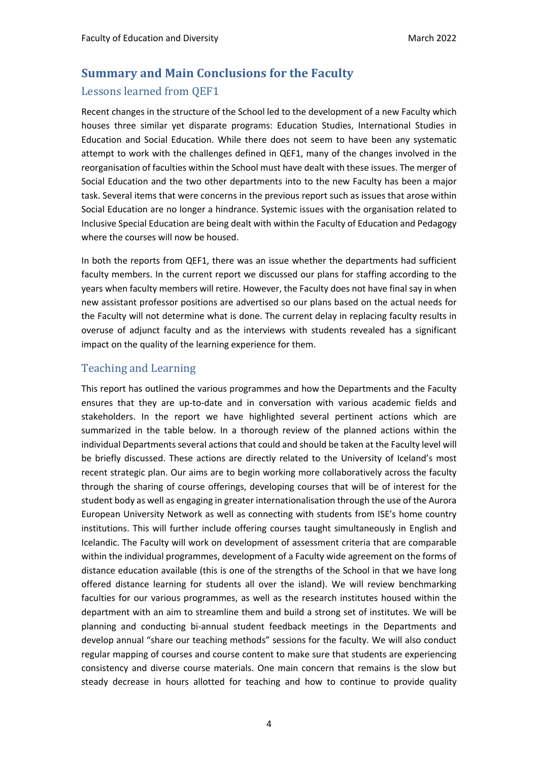## Summary and Main Conclusions for the Faculty

### Lessons learned from QEF1

Recent changes in the structure of the School led to the development of a new Faculty which houses three similar yet disparate programs: Education Studies, International Studies in Education and Social Education. While there does not seem to have been any systematic attempt to work with the challenges defined in QEF1, many of the changes involved in the reorganisation of faculties within the School must have dealt with these issues. The merger of Social Education and the two other departments into to the new Faculty has been a major task. Several items that were concerns in the previous report such as issues that arose within Social Education are no longer a hindrance. Systemic issues with the organisation related to Inclusive Special Education are being dealt with within the Faculty of Education and Pedagogy where the courses will now be housed.

In both the reports from QEF1, there was an issue whether the departments had sufficient faculty members. In the current report we discussed our plans for staffing according to the years when faculty members will retire. However, the Faculty does not have final say in when new assistant professor positions are advertised so our plans based on the actual needs for the Faculty will not determine what is done. The current delay in replacing faculty results in overuse of adjunct faculty and as the interviews with students revealed has a significant impact on the quality of the learning experience for them.

### Teaching and Learning

This report has outlined the various programmes and how the Departments and the Faculty ensures that they are up-to-date and in conversation with various academic fields and stakeholders. In the report we have highlighted several pertinent actions which are summarized in the table below. In a thorough review of the planned actions within the individual Departments several actions that could and should be taken at the Faculty level will be briefly discussed. These actions are directly related to the University of Iceland's most recent strategic plan. Our aims are to begin working more collaboratively across the faculty through the sharing of course offerings, developing courses that will be of interest for the student body as well as engaging in greater internationalisation through the use of the Aurora European University Network as well as connecting with students from ISE's home country institutions. This will further include offering courses taught simultaneously in English and Icelandic. The Faculty will work on development of assessment criteria that are comparable within the individual programmes, development of a Faculty wide agreement on the forms of distance education available (this is one of the strengths of the School in that we have long offered distance learning for students all over the island). We will review benchmarking faculties for our various programmes, as well as the research institutes housed within the department with an aim to streamline them and build a strong set of institutes. We will be planning and conducting bi-annual student feedback meetings in the Departments and develop annual "share our teaching methods" sessions for the faculty. We will also conduct regular mapping of courses and course content to make sure that students are experiencing consistency and diverse course materials. One main concern that remains is the slow but steady decrease in hours allotted for teaching and how to continue to provide quality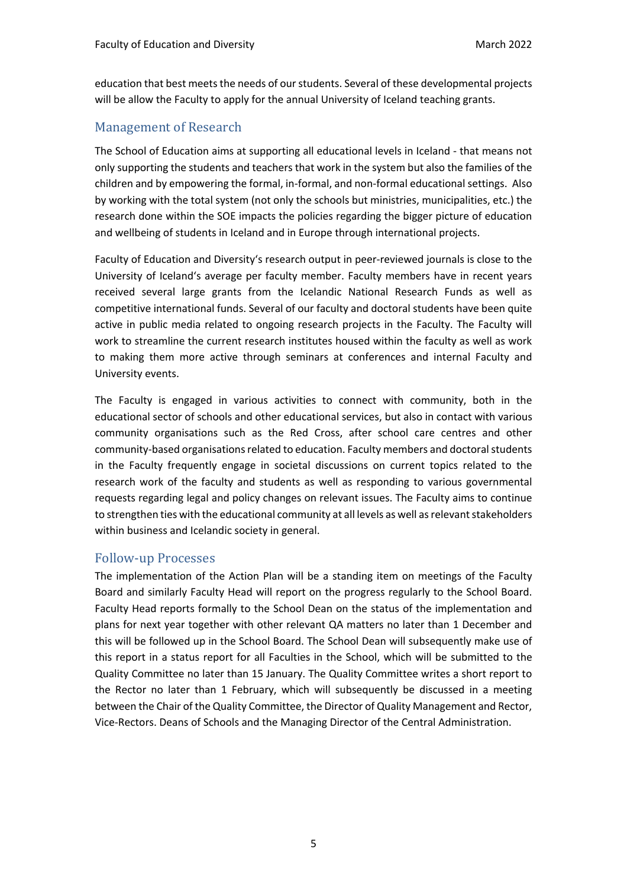education that best meets the needs of our students. Several of these developmental projects will be allow the Faculty to apply for the annual University of Iceland teaching grants.

## Management of Research

The School of Education aims at supporting all educational levels in Iceland - that means not only supporting the students and teachers that work in the system but also the families of the children and by empowering the formal, in-formal, and non-formal educational settings. Also by working with the total system (not only the schools but ministries, municipalities, etc.) the research done within the SOE impacts the policies regarding the bigger picture of education and wellbeing of students in Iceland and in Europe through international projects.

Faculty of Education and Diversity's research output in peer-reviewed journals is close to the University of Iceland's average per faculty member. Faculty members have in recent years received several large grants from the Icelandic National Research Funds as well as competitive international funds. Several of our faculty and doctoral students have been quite active in public media related to ongoing research projects in the Faculty. The Faculty will work to streamline the current research institutes housed within the faculty as well as work to making them more active through seminars at conferences and internal Faculty and University events.

The Faculty is engaged in various activities to connect with community, both in the educational sector of schools and other educational services, but also in contact with various community organisations such as the Red Cross, after school care centres and other community-based organisations related to education. Faculty members and doctoral students in the Faculty frequently engage in societal discussions on current topics related to the research work of the faculty and students as well as responding to various governmental requests regarding legal and policy changes on relevant issues. The Faculty aims to continue to strengthen ties with the educational community at all levels as well as relevant stakeholders within business and Icelandic society in general.

## Follow-up Processes

The implementation of the Action Plan will be a standing item on meetings of the Faculty Board and similarly Faculty Head will report on the progress regularly to the School Board. Faculty Head reports formally to the School Dean on the status of the implementation and plans for next year together with other relevant QA matters no later than 1 December and this will be followed up in the School Board. The School Dean will subsequently make use of this report in a status report for all Faculties in the School, which will be submitted to the Quality Committee no later than 15 January. The Quality Committee writes a short report to the Rector no later than 1 February, which will subsequently be discussed in a meeting between the Chair of the Quality Committee, the Director of Quality Management and Rector, Vice-Rectors. Deans of Schools and the Managing Director of the Central Administration.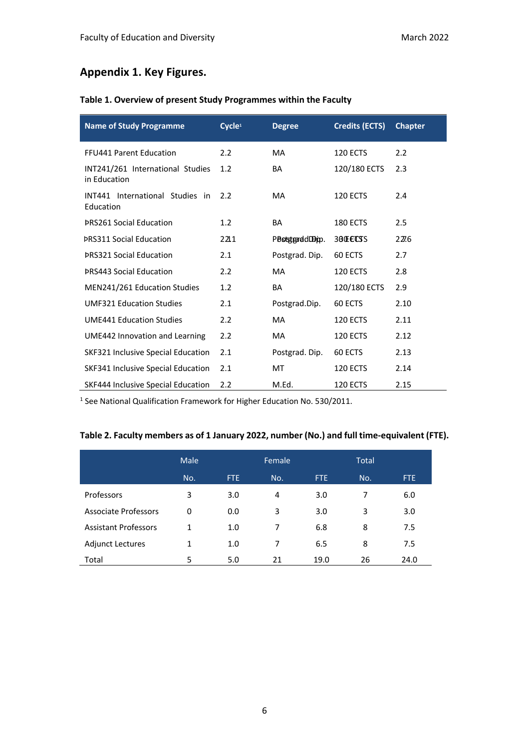## Appendix 1. Key Figures.

**Table 1. Overview of present Study Programmes within the Faculty**

| Name of Study Programme | Cycle[1] | Degree | Credits (ECTS) | Chapter |
|---|---|---|---|---|
| FFU441 Parent Education | 2.2 | MA | 120 ECTS | 2.2 |
| INT241/261 International Studies in Education | 1.2 | BA | 120/180 ECTS | 2.3 |
| INT441 International Studies in Education | 2.2 | MA | 120 ECTS | 2.4 |
| ÞRS261 Social Education | 1.2 | BA | 180 ECTS | 2.5 |
| ÞRS311 Social Education | 2.1 | Postgrad. Dip. | 30 ECTS | 2.6 |
| ÞRS321 Social Education | 2.1 | Postgrad. Dip. | 60 ECTS | 2.7 |
| ÞRS443 Social Education | 2.2 | MA | 120 ECTS | 2.8 |
| MEN241/261 Education Studies | 1.2 | BA | 120/180 ECTS | 2.9 |
| UMF321 Education Studies | 2.1 | Postgrad.Dip. | 60 ECTS | 2.10 |
| UME441 Education Studies | 2.2 | MA | 120 ECTS | 2.11 |
| UME442 Innovation and Learning | 2.2 | MA | 120 ECTS | 2.12 |
| SKF321 Inclusive Special Education | 2.1 | Postgrad. Dip. | 60 ECTS | 2.13 |
| SKF341 Inclusive Special Education | 2.1 | MT | 120 ECTS | 2.14 |
| SKF444 Inclusive Special Education | 2.2 | M.Ed. | 120 ECTS | 2.15 |

[1] See National Qualification Framework for Higher Education No. 530/2011.

**Table 2. Faculty members as of 1 January 2022, number (No.) and full time-equivalent (FTE).**

| | Male | | Female | | Total | |
|---|---|---|---|---|---|---|
| | No. | FTE | No. | FTE | No. | FTE |
| Professors | 3 | 3.0 | 4 | 3.0 | 7 | 6.0 |
| Associate Professors | 0 | 0.0 | 3 | 3.0 | 3 | 3.0 |
| Assistant Professors | 1 | 1.0 | 7 | 6.8 | 8 | 7.5 |
| Adjunct Lectures | 1 | 1.0 | 7 | 6.5 | 8 | 7.5 |
| Total | 5 | 5.0 | 21 | 19.0 | 26 | 24.0 |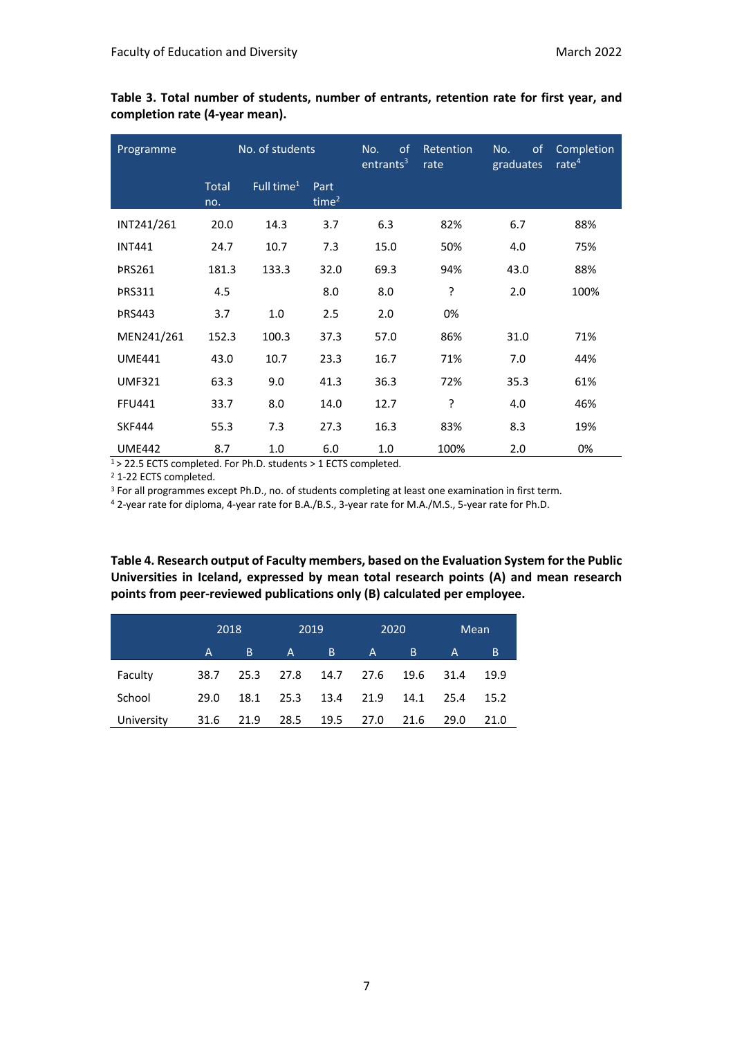**Table 3. Total number of students, number of entrants, retention rate for first year, and completion rate (4-year mean).**

| Programme | No. of students | | | No. of entrants[3] | Retention rate | No. of graduates | Completion rate[4] |
|---|---|---|---|---|---|---|---|
| | Total no. | Full time[1] | Part time[2] | | | | |
| INT241/261 | 20.0 | 14.3 | 3.7 | 6.3 | 82% | 6.7 | 88% |
| INT441 | 24.7 | 10.7 | 7.3 | 15.0 | 50% | 4.0 | 75% |
| ÞRS261 | 181.3 | 133.3 | 32.0 | 69.3 | 94% | 43.0 | 88% |
| ÞRS311 | 4.5 | | 8.0 | 8.0 | ? | 2.0 | 100% |
| ÞRS443 | 3.7 | 1.0 | 2.5 | 2.0 | 0% | | |
| MEN241/261 | 152.3 | 100.3 | 37.3 | 57.0 | 86% | 31.0 | 71% |
| UME441 | 43.0 | 10.7 | 23.3 | 16.7 | 71% | 7.0 | 44% |
| UMF321 | 63.3 | 9.0 | 41.3 | 36.3 | 72% | 35.3 | 61% |
| FFU441 | 33.7 | 8.0 | 14.0 | 12.7 | ? | 4.0 | 46% |
| SKF444 | 55.3 | 7.3 | 27.3 | 16.3 | 83% | 8.3 | 19% |
| UME442 | 8.7 | 1.0 | 6.0 | 1.0 | 100% | 2.0 | 0% |

[1] > 22.5 ECTS completed. For Ph.D. students > 1 ECTS completed.
[2] 1-22 ECTS completed.
[3] For all programmes except Ph.D., no. of students completing at least one examination in first term.
[4] 2-year rate for diploma, 4-year rate for B.A./B.S., 3-year rate for M.A./M.S., 5-year rate for Ph.D.

**Table 4. Research output of Faculty members, based on the Evaluation System for the Public Universities in Iceland, expressed by mean total research points (A) and mean research points from peer-reviewed publications only (B) calculated per employee.**

| | 2018 | | 2019 | | 2020 | | Mean | |
|---|---|---|---|---|---|---|---|---|
| | A | B | A | B | A | B | A | B |
| Faculty | 38.7 | 25.3 | 27.8 | 14.7 | 27.6 | 19.6 | 31.4 | 19.9 |
| School | 29.0 | 18.1 | 25.3 | 13.4 | 21.9 | 14.1 | 25.4 | 15.2 |
| University | 31.6 | 21.9 | 28.5 | 19.5 | 27.0 | 21.6 | 29.0 | 21.0 |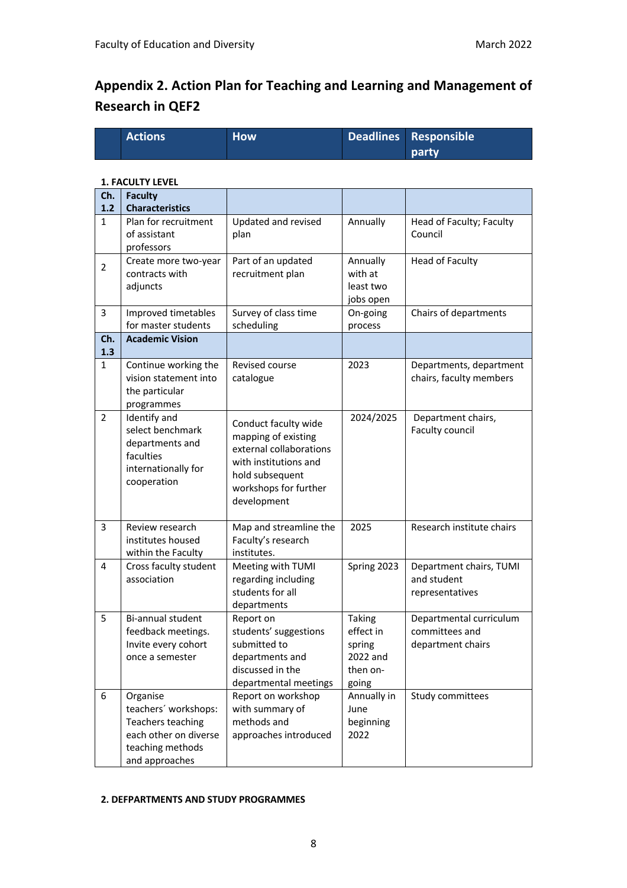## Appendix 2. Action Plan for Teaching and Learning and Management of Research in QEF2

| | Actions | How | Deadlines | Responsible party |
|---|---|---|---|---|

**1. FACULTY LEVEL**

| Ch. 1.2 | Faculty Characteristics | | | |
|---|---|---|---|---|
| 1 | Plan for recruitment of assistant professors | Updated and revised plan | Annually | Head of Faculty; Faculty Council |
| 2 | Create more two-year contracts with adjuncts | Part of an updated recruitment plan | Annually with at least two jobs open | Head of Faculty |
| 3 | Improved timetables for master students | Survey of class time scheduling | On-going process | Chairs of departments |
| **Ch. 1.3** | **Academic Vision** | | | |
| 1 | Continue working the vision statement into the particular programmes | Revised course catalogue | 2023 | Departments, department chairs, faculty members |
| 2 | Identify and select benchmark departments and faculties internationally for cooperation | Conduct faculty wide mapping of existing external collaborations with institutions and hold subsequent workshops for further development | 2024/2025 | Department chairs, Faculty council |
| 3 | Review research institutes housed within the Faculty | Map and streamline the Faculty's research institutes. | 2025 | Research institute chairs |
| 4 | Cross faculty student association | Meeting with TUMI regarding including students for all departments | Spring 2023 | Department chairs, TUMI and student representatives |
| 5 | Bi-annual student feedback meetings. Invite every cohort once a semester | Report on students' suggestions submitted to departments and discussed in the departmental meetings | Taking effect in spring 2022 and then on-going | Departmental curriculum committees and department chairs |
| 6 | Organise teachers´ workshops: Teachers teaching each other on diverse teaching methods and approaches | Report on workshop with summary of methods and approaches introduced | Annually in June beginning 2022 | Study committees |

**2. DEFPARTMENTS AND STUDY PROGRAMMES**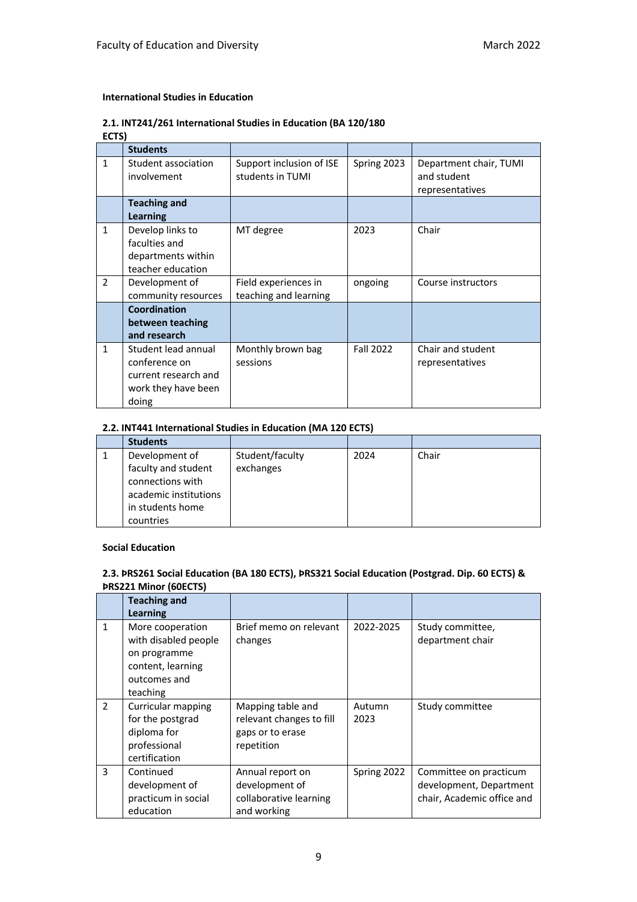**International Studies in Education**

### 2.1. INT241/261 International Studies in Education (BA 120/180 ECTS)

| | Students | | | |
|---|---|---|---|---|
| 1 | Student association involvement | Support inclusion of ISE students in TUMI | Spring 2023 | Department chair, TUMI and student representatives |
| | **Teaching and Learning** | | | |
| 1 | Develop links to faculties and departments within teacher education | MT degree | 2023 | Chair |
| 2 | Development of community resources | Field experiences in teaching and learning | ongoing | Course instructors |
| | **Coordination between teaching and research** | | | |
| 1 | Student lead annual conference on current research and work they have been doing | Monthly brown bag sessions | Fall 2022 | Chair and student representatives |

### 2.2. INT441 International Studies in Education (MA 120 ECTS)

| | Students | | | |
|---|---|---|---|---|
| 1 | Development of faculty and student connections with academic institutions in students home countries | Student/faculty exchanges | 2024 | Chair |

**Social Education**

### 2.3. ÞRS261 Social Education (BA 180 ECTS), ÞRS321 Social Education (Postgrad. Dip. 60 ECTS) & ÞRS221 Minor (60ECTS)

| | Teaching and Learning | | | |
|---|---|---|---|---|
| 1 | More cooperation with disabled people on programme content, learning outcomes and teaching | Brief memo on relevant changes | 2022-2025 | Study committee, department chair |
| 2 | Curricular mapping for the postgrad diploma for professional certification | Mapping table and relevant changes to fill gaps or to erase repetition | Autumn 2023 | Study committee |
| 3 | Continued development of practicum in social education | Annual report on development of collaborative learning and working | Spring 2022 | Committee on practicum development, Department chair, Academic office and |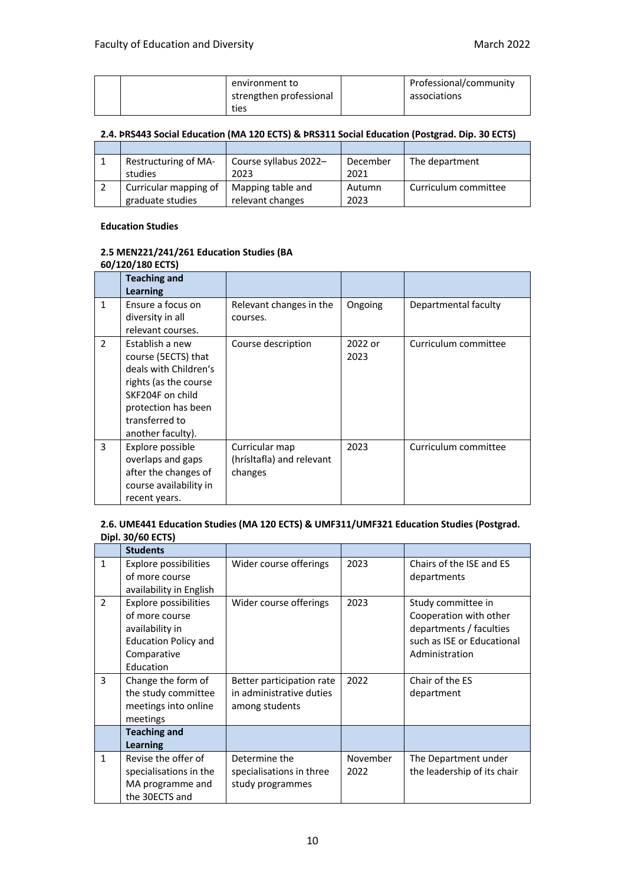|  |  | environment to strengthen professional ties |  | Professional/community associations |
|---|---|---|---|---|

#### 2.4. ÞRS443 Social Education (MA 120 ECTS) & ÞRS311 Social Education (Postgrad. Dip. 30 ECTS)

|  |  |  |  |  |
|---|---|---|---|---|
| 1 | Restructuring of MA-studies | Course syllabus 2022–2023 | December 2021 | The department |
| 2 | Curricular mapping of graduate studies | Mapping table and relevant changes | Autumn 2023 | Curriculum committee |

**Education Studies**

#### 2.5 MEN221/241/261 Education Studies (BA 60/120/180 ECTS)

|  | Teaching and Learning |  |  |  |
|---|---|---|---|---|
| 1 | Ensure a focus on diversity in all relevant courses. | Relevant changes in the courses. | Ongoing | Departmental faculty |
| 2 | Establish a new course (5ECTS) that deals with Children's rights (as the course SKF204F on child protection has been transferred to another faculty). | Course description | 2022 or 2023 | Curriculum committee |
| 3 | Explore possible overlaps and gaps after the changes of course availability in recent years. | Curricular map (hrísltafla) and relevant changes | 2023 | Curriculum committee |

#### 2.6. UME441 Education Studies (MA 120 ECTS) & UMF311/UMF321 Education Studies (Postgrad. Dipl. 30/60 ECTS)

|  | Students |  |  |  |
|---|---|---|---|---|
| 1 | Explore possibilities of more course availability in English | Wider course offerings | 2023 | Chairs of the ISE and ES departments |
| 2 | Explore possibilities of more course availability in Education Policy and Comparative Education | Wider course offerings | 2023 | Study committee in Cooperation with other departments / faculties such as ISE or Educational Administration |
| 3 | Change the form of the study committee meetings into online meetings | Better participation rate in administrative duties among students | 2022 | Chair of the ES department |
|  | **Teaching and Learning** |  |  |  |
| 1 | Revise the offer of specialisations in the MA programme and the 30ECTS and | Determine the specialisations in three study programmes | November 2022 | The Department under the leadership of its chair |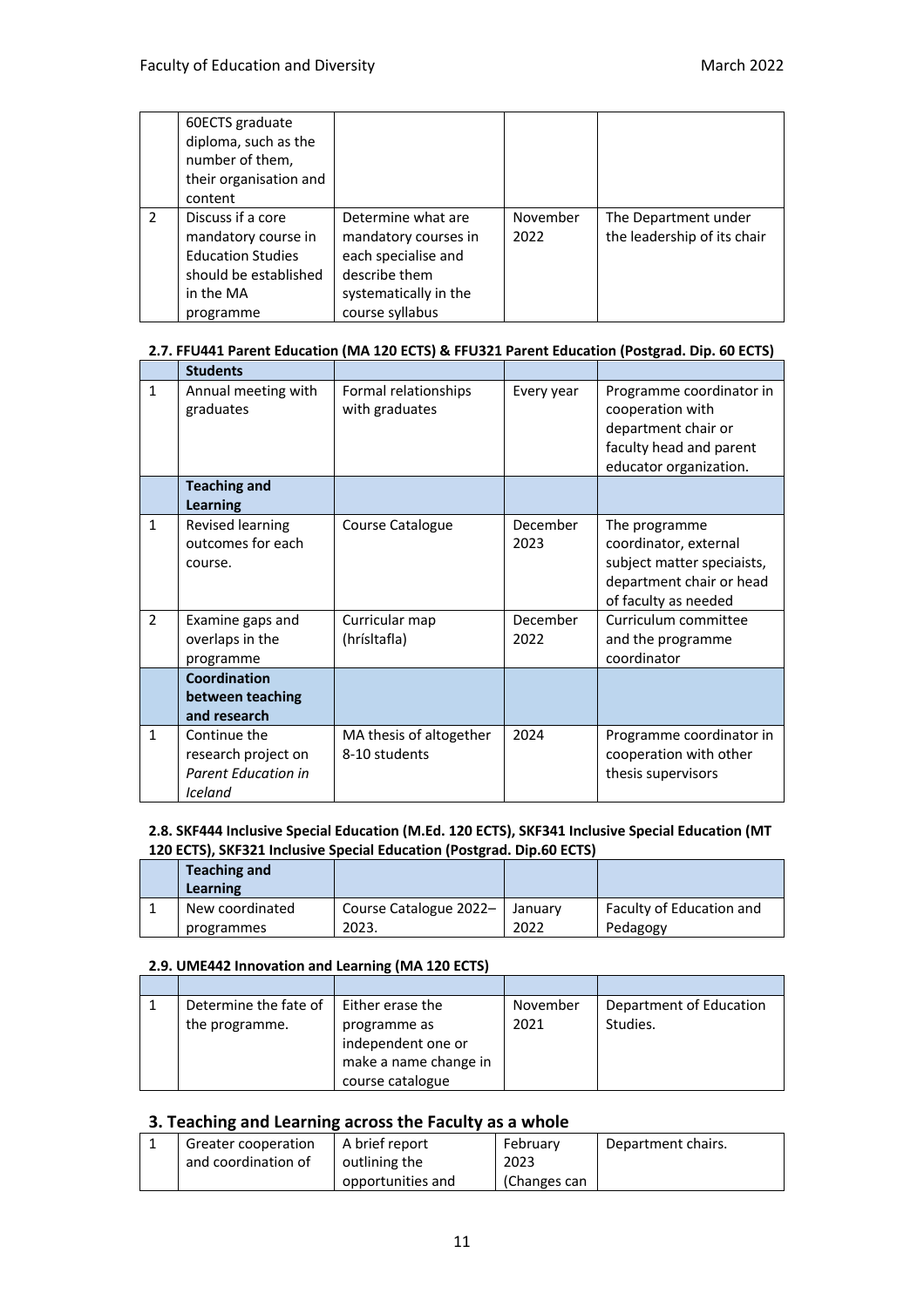| | | | | |
|---|---|---|---|---|
| | 60ECTS graduate diploma, such as the number of them, their organisation and content | | | |
| 2 | Discuss if a core mandatory course in Education Studies should be established in the MA programme | Determine what are mandatory courses in each specialise and describe them systematically in the course syllabus | November 2022 | The Department under the leadership of its chair |

**2.7. FFU441 Parent Education (MA 120 ECTS) & FFU321 Parent Education (Postgrad. Dip. 60 ECTS)**

| | | | | |
|---|---|---|---|---|
| | **Students** | | | |
| 1 | Annual meeting with graduates | Formal relationships with graduates | Every year | Programme coordinator in cooperation with department chair or faculty head and parent educator organization. |
| | **Teaching and Learning** | | | |
| 1 | Revised learning outcomes for each course. | Course Catalogue | December 2023 | The programme coordinator, external subject matter speciaists, department chair or head of faculty as needed |
| 2 | Examine gaps and overlaps in the programme | Curricular map (hrísltafla) | December 2022 | Curriculum committee and the programme coordinator |
| | **Coordination between teaching and research** | | | |
| 1 | Continue the research project on *Parent Education in Iceland* | MA thesis of altogether 8-10 students | 2024 | Programme coordinator in cooperation with other thesis supervisors |

**2.8. SKF444 Inclusive Special Education (M.Ed. 120 ECTS), SKF341 Inclusive Special Education (MT 120 ECTS), SKF321 Inclusive Special Education (Postgrad. Dip.60 ECTS)**

| | | | | |
|---|---|---|---|---|
| | **Teaching and Learning** | | | |
| 1 | New coordinated programmes | Course Catalogue 2022–2023. | January 2022 | Faculty of Education and Pedagogy |

**2.9. UME442 Innovation and Learning (MA 120 ECTS)**

| | | | | |
|---|---|---|---|---|
| | | | | |
| 1 | Determine the fate of the programme. | Either erase the programme as independent one or make a name change in course catalogue | November 2021 | Department of Education Studies. |

## 3. Teaching and Learning across the Faculty as a whole

| | | | | |
|---|---|---|---|---|
| 1 | Greater cooperation and coordination of | A brief report outlining the opportunities and | February 2023 (Changes can | Department chairs. |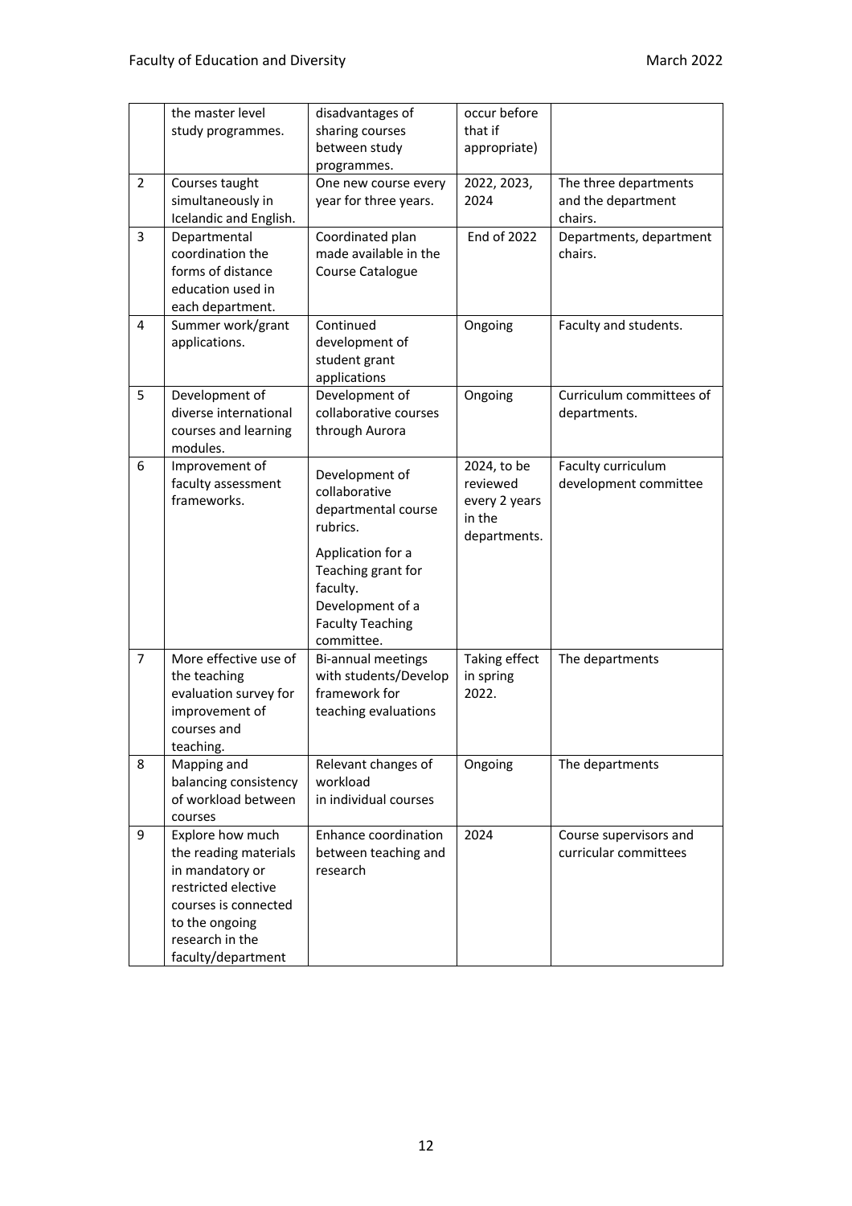| | | | | |
|---|---|---|---|---|
| | the master level study programmes. | disadvantages of sharing courses between study programmes. | occur before that if appropriate) | |
| 2 | Courses taught simultaneously in Icelandic and English. | One new course every year for three years. | 2022, 2023, 2024 | The three departments and the department chairs. |
| 3 | Departmental coordination the forms of distance education used in each department. | Coordinated plan made available in the Course Catalogue | End of 2022 | Departments, department chairs. |
| 4 | Summer work/grant applications. | Continued development of student grant applications | Ongoing | Faculty and students. |
| 5 | Development of diverse international courses and learning modules. | Development of collaborative courses through Aurora | Ongoing | Curriculum committees of departments. |
| 6 | Improvement of faculty assessment frameworks. | Development of collaborative departmental course rubrics. Application for a Teaching grant for faculty. Development of a Faculty Teaching committee. | 2024, to be reviewed every 2 years in the departments. | Faculty curriculum development committee |
| 7 | More effective use of the teaching evaluation survey for improvement of courses and teaching. | Bi-annual meetings with students/Develop framework for teaching evaluations | Taking effect in spring 2022. | The departments |
| 8 | Mapping and balancing consistency of workload between courses | Relevant changes of workload in individual courses | Ongoing | The departments |
| 9 | Explore how much the reading materials in mandatory or restricted elective courses is connected to the ongoing research in the faculty/department | Enhance coordination between teaching and research | 2024 | Course supervisors and curricular committees |